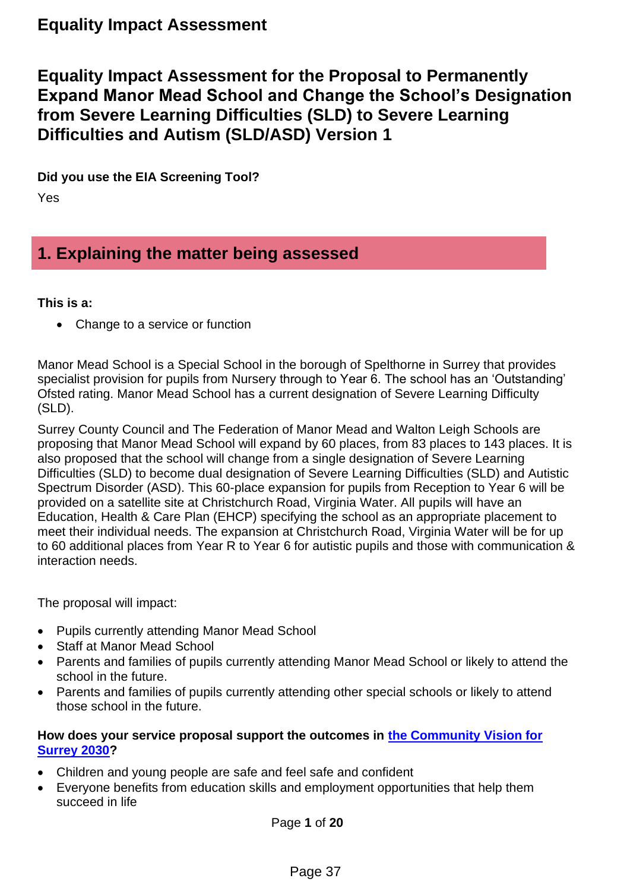# Equality Impact Assessment

## Equality Impact Assessment for the Proposal to Permanently Expand Manor Mead School and Change the School's Designation from Severe Learning Difficulties (SLD) to Severe Learning Difficulties and Autism (SLD/ASD) Version 1

**Did you use the EIA Screening Tool?**

Yes

## 1. Explaining the matter being assessed

**This is a:**

- Change to a service or function

Manor Mead School is a Special School in the borough of Spelthorne in Surrey that provides specialist provision for pupils from Nursery through to Year 6. The school has an 'Outstanding' Ofsted rating. Manor Mead School has a current designation of Severe Learning Difficulty (SLD).

Surrey County Council and The Federation of Manor Mead and Walton Leigh Schools are proposing that Manor Mead School will expand by 60 places, from 83 places to 143 places. It is also proposed that the school will change from a single designation of Severe Learning Difficulties (SLD) to become dual designation of Severe Learning Difficulties (SLD) and Autistic Spectrum Disorder (ASD). This 60-place expansion for pupils from Reception to Year 6 will be provided on a satellite site at Christchurch Road, Virginia Water. All pupils will have an Education, Health & Care Plan (EHCP) specifying the school as an appropriate placement to meet their individual needs. The expansion at Christchurch Road, Virginia Water will be for up to 60 additional places from Year R to Year 6 for autistic pupils and those with communication & interaction needs.

The proposal will impact:

- Pupils currently attending Manor Mead School
- Staff at Manor Mead School
- Parents and families of pupils currently attending Manor Mead School or likely to attend the school in the future.
- Parents and families of pupils currently attending other special schools or likely to attend those school in the future.

**How does your service proposal support the outcomes in [the Community Vision for Surrey 2030]?**

- Children and young people are safe and feel safe and confident
- Everyone benefits from education skills and employment opportunities that help them succeed in life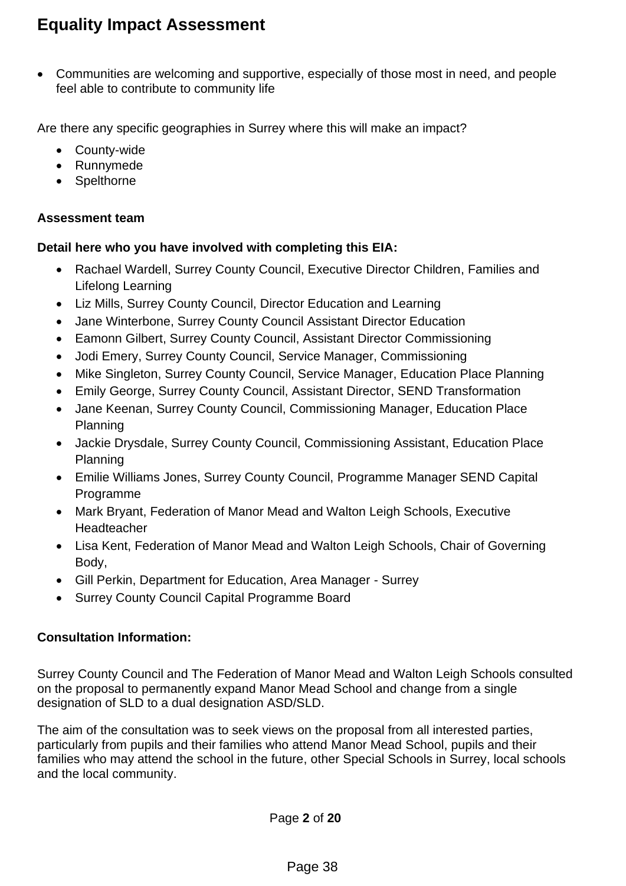# Equality Impact Assessment

- Communities are welcoming and supportive, especially of those most in need, and people feel able to contribute to community life

Are there any specific geographies in Surrey where this will make an impact?

- County-wide
- Runnymede
- Spelthorne

**Assessment team**

**Detail here who you have involved with completing this EIA:**

- Rachael Wardell, Surrey County Council, Executive Director Children, Families and Lifelong Learning
- Liz Mills, Surrey County Council, Director Education and Learning
- Jane Winterbone, Surrey County Council Assistant Director Education
- Eamonn Gilbert, Surrey County Council, Assistant Director Commissioning
- Jodi Emery, Surrey County Council, Service Manager, Commissioning
- Mike Singleton, Surrey County Council, Service Manager, Education Place Planning
- Emily George, Surrey County Council, Assistant Director, SEND Transformation
- Jane Keenan, Surrey County Council, Commissioning Manager, Education Place Planning
- Jackie Drysdale, Surrey County Council, Commissioning Assistant, Education Place Planning
- Emilie Williams Jones, Surrey County Council, Programme Manager SEND Capital Programme
- Mark Bryant, Federation of Manor Mead and Walton Leigh Schools, Executive Headteacher
- Lisa Kent, Federation of Manor Mead and Walton Leigh Schools, Chair of Governing Body,
- Gill Perkin, Department for Education, Area Manager - Surrey
- Surrey County Council Capital Programme Board

**Consultation Information:**

Surrey County Council and The Federation of Manor Mead and Walton Leigh Schools consulted on the proposal to permanently expand Manor Mead School and change from a single designation of SLD to a dual designation ASD/SLD.

The aim of the consultation was to seek views on the proposal from all interested parties, particularly from pupils and their families who attend Manor Mead School, pupils and their families who may attend the school in the future, other Special Schools in Surrey, local schools and the local community.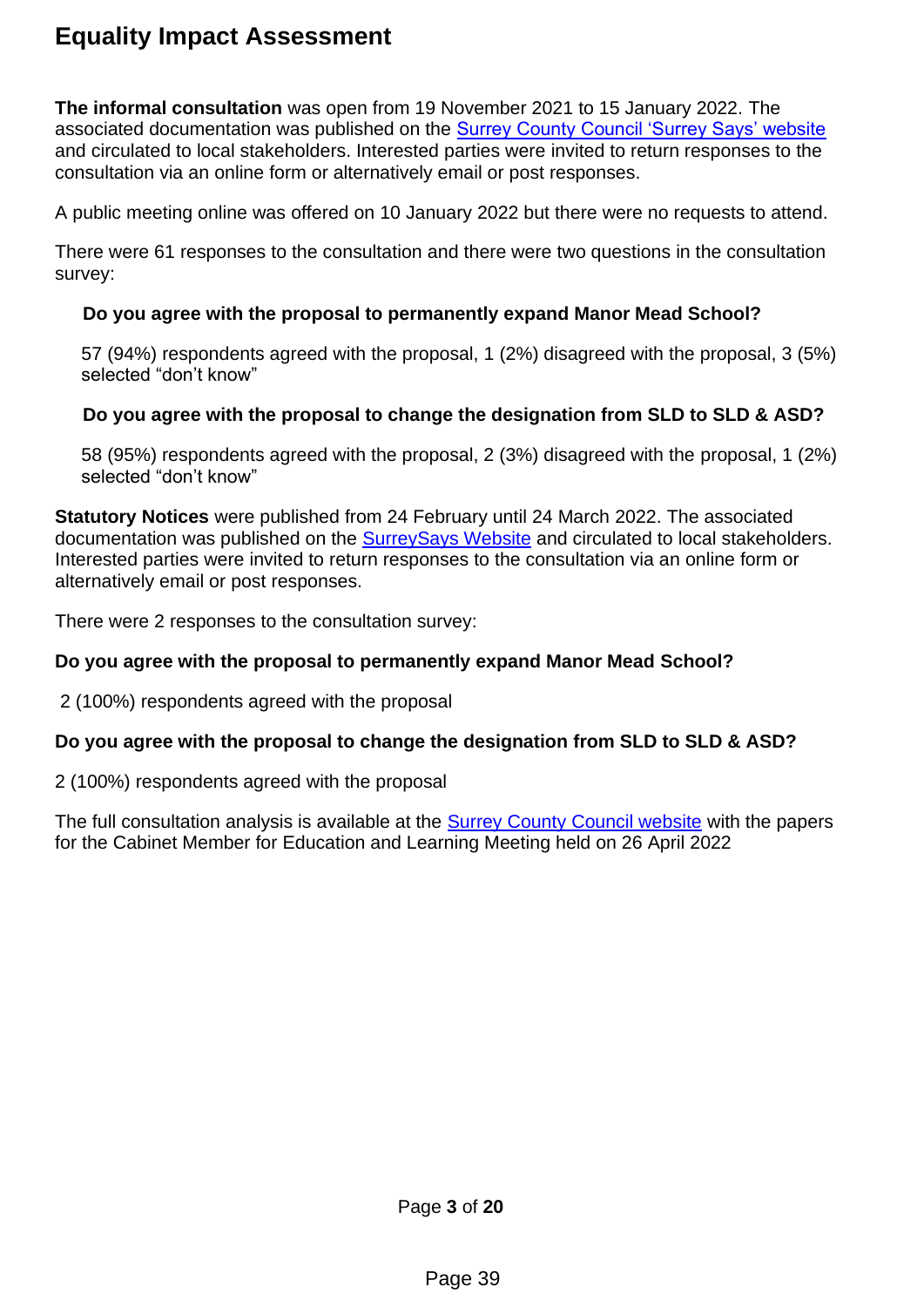# Equality Impact Assessment

**The informal consultation** was open from 19 November 2021 to 15 January 2022. The associated documentation was published on the [Surrey County Council 'Surrey Says' website] and circulated to local stakeholders. Interested parties were invited to return responses to the consultation via an online form or alternatively email or post responses.

A public meeting online was offered on 10 January 2022 but there were no requests to attend.

There were 61 responses to the consultation and there were two questions in the consultation survey:

**Do you agree with the proposal to permanently expand Manor Mead School?**

57 (94%) respondents agreed with the proposal, 1 (2%) disagreed with the proposal, 3 (5%) selected "don't know"

**Do you agree with the proposal to change the designation from SLD to SLD & ASD?**

58 (95%) respondents agreed with the proposal, 2 (3%) disagreed with the proposal, 1 (2%) selected "don't know"

**Statutory Notices** were published from 24 February until 24 March 2022. The associated documentation was published on the [SurreySays Website] and circulated to local stakeholders. Interested parties were invited to return responses to the consultation via an online form or alternatively email or post responses.

There were 2 responses to the consultation survey:

**Do you agree with the proposal to permanently expand Manor Mead School?**

2 (100%) respondents agreed with the proposal

**Do you agree with the proposal to change the designation from SLD to SLD & ASD?**

2 (100%) respondents agreed with the proposal

The full consultation analysis is available at the [Surrey County Council website] with the papers for the Cabinet Member for Education and Learning Meeting held on 26 April 2022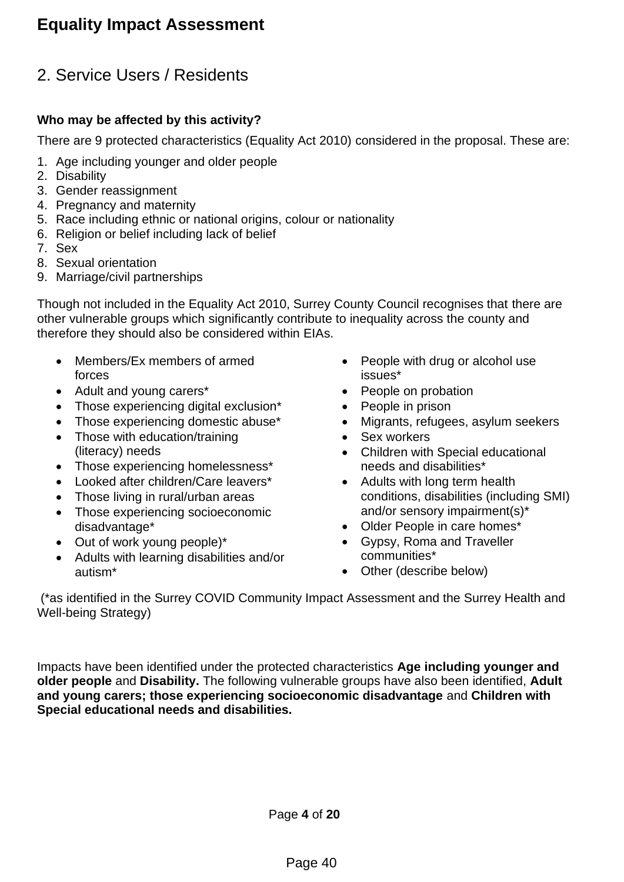# Equality Impact Assessment

## 2. Service Users / Residents

**Who may be affected by this activity?**

There are 9 protected characteristics (Equality Act 2010) considered in the proposal. These are:

1. Age including younger and older people
2. Disability
3. Gender reassignment
4. Pregnancy and maternity
5. Race including ethnic or national origins, colour or nationality
6. Religion or belief including lack of belief
7. Sex
8. Sexual orientation
9. Marriage/civil partnerships

Though not included in the Equality Act 2010, Surrey County Council recognises that there are other vulnerable groups which significantly contribute to inequality across the county and therefore they should also be considered within EIAs.

- Members/Ex members of armed forces
- Adult and young carers*
- Those experiencing digital exclusion*
- Those experiencing domestic abuse*
- Those with education/training (literacy) needs
- Those experiencing homelessness*
- Looked after children/Care leavers*
- Those living in rural/urban areas
- Those experiencing socioeconomic disadvantage*
- Out of work young people)*
- Adults with learning disabilities and/or autism*
- People with drug or alcohol use issues*
- People on probation
- People in prison
- Migrants, refugees, asylum seekers
- Sex workers
- Children with Special educational needs and disabilities*
- Adults with long term health conditions, disabilities (including SMI) and/or sensory impairment(s)*
- Older People in care homes*
- Gypsy, Roma and Traveller communities*
- Other (describe below)

(*as identified in the Surrey COVID Community Impact Assessment and the Surrey Health and Well-being Strategy)

Impacts have been identified under the protected characteristics **Age including younger and older people** and **Disability.** The following vulnerable groups have also been identified, **Adult and young carers; those experiencing socioeconomic disadvantage** and **Children with Special educational needs and disabilities.**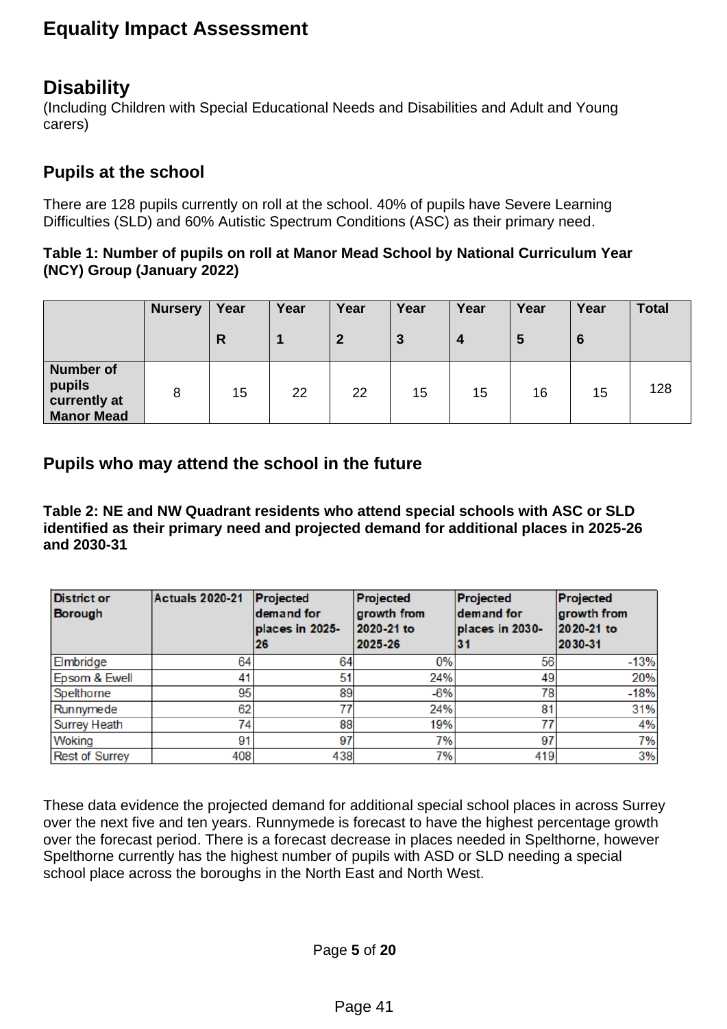# Equality Impact Assessment

## Disability

(Including Children with Special Educational Needs and Disabilities and Adult and Young carers)

### Pupils at the school

There are 128 pupils currently on roll at the school. 40% of pupils have Severe Learning Difficulties (SLD) and 60% Autistic Spectrum Conditions (ASC) as their primary need.

**Table 1: Number of pupils on roll at Manor Mead School by National Curriculum Year (NCY) Group (January 2022)**

| | Nursery | Year R | Year 1 | Year 2 | Year 3 | Year 4 | Year 5 | Year 6 | Total |
|---|---|---|---|---|---|---|---|---|---|
| **Number of pupils currently at Manor Mead** | 8 | 15 | 22 | 22 | 15 | 15 | 16 | 15 | 128 |

### Pupils who may attend the school in the future

**Table 2: NE and NW Quadrant residents who attend special schools with ASC or SLD identified as their primary need and projected demand for additional places in 2025-26 and 2030-31**

| District or Borough | Actuals 2020-21 | Projected demand for places in 2025-26 | Projected growth from 2020-21 to 2025-26 | Projected demand for places in 2030-31 | Projected growth from 2020-21 to 2030-31 |
|---|---|---|---|---|---|
| Elmbridge | 64 | 64 | 0% | 56 | -13% |
| Epsom & Ewell | 41 | 51 | 24% | 49 | 20% |
| Spelthorne | 95 | 89 | -6% | 78 | -18% |
| Runnymede | 62 | 77 | 24% | 81 | 31% |
| Surrey Heath | 74 | 88 | 19% | 77 | 4% |
| Woking | 91 | 97 | 7% | 97 | 7% |
| Rest of Surrey | 408 | 438 | 7% | 419 | 3% |

These data evidence the projected demand for additional special school places in across Surrey over the next five and ten years. Runnymede is forecast to have the highest percentage growth over the forecast period. There is a forecast decrease in places needed in Spelthorne, however Spelthorne currently has the highest number of pupils with ASD or SLD needing a special school place across the boroughs in the North East and North West.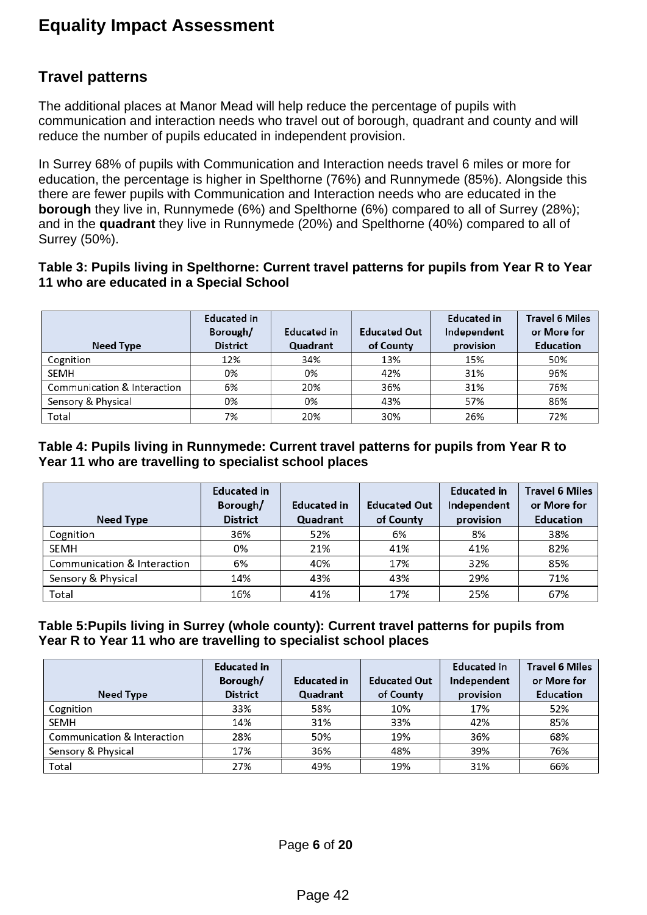# Equality Impact Assessment

## Travel patterns

The additional places at Manor Mead will help reduce the percentage of pupils with communication and interaction needs who travel out of borough, quadrant and county and will reduce the number of pupils educated in independent provision.

In Surrey 68% of pupils with Communication and Interaction needs travel 6 miles or more for education, the percentage is higher in Spelthorne (76%) and Runnymede (85%). Alongside this there are fewer pupils with Communication and Interaction needs who are educated in the **borough** they live in, Runnymede (6%) and Spelthorne (6%) compared to all of Surrey (28%); and in the **quadrant** they live in Runnymede (20%) and Spelthorne (40%) compared to all of Surrey (50%).

**Table 3: Pupils living in Spelthorne: Current travel patterns for pupils from Year R to Year 11 who are educated in a Special School**

| Need Type | Educated in Borough/ District | Educated in Quadrant | Educated Out of County | Educated in Independent provision | Travel 6 Miles or More for Education |
|---|---|---|---|---|---|
| Cognition | 12% | 34% | 13% | 15% | 50% |
| SEMH | 0% | 0% | 42% | 31% | 96% |
| Communication & Interaction | 6% | 20% | 36% | 31% | 76% |
| Sensory & Physical | 0% | 0% | 43% | 57% | 86% |
| Total | 7% | 20% | 30% | 26% | 72% |

**Table 4: Pupils living in Runnymede: Current travel patterns for pupils from Year R to Year 11 who are travelling to specialist school places**

| Need Type | Educated in Borough/ District | Educated in Quadrant | Educated Out of County | Educated in Independent provision | Travel 6 Miles or More for Education |
|---|---|---|---|---|---|
| Cognition | 36% | 52% | 6% | 8% | 38% |
| SEMH | 0% | 21% | 41% | 41% | 82% |
| Communication & Interaction | 6% | 40% | 17% | 32% | 85% |
| Sensory & Physical | 14% | 43% | 43% | 29% | 71% |
| Total | 16% | 41% | 17% | 25% | 67% |

**Table 5:Pupils living in Surrey (whole county): Current travel patterns for pupils from Year R to Year 11 who are travelling to specialist school places**

| Need Type | Educated in Borough/ District | Educated in Quadrant | Educated Out of County | Educated in Independent provision | Travel 6 Miles or More for Education |
|---|---|---|---|---|---|
| Cognition | 33% | 58% | 10% | 17% | 52% |
| SEMH | 14% | 31% | 33% | 42% | 85% |
| Communication & Interaction | 28% | 50% | 19% | 36% | 68% |
| Sensory & Physical | 17% | 36% | 48% | 39% | 76% |
| Total | 27% | 49% | 19% | 31% | 66% |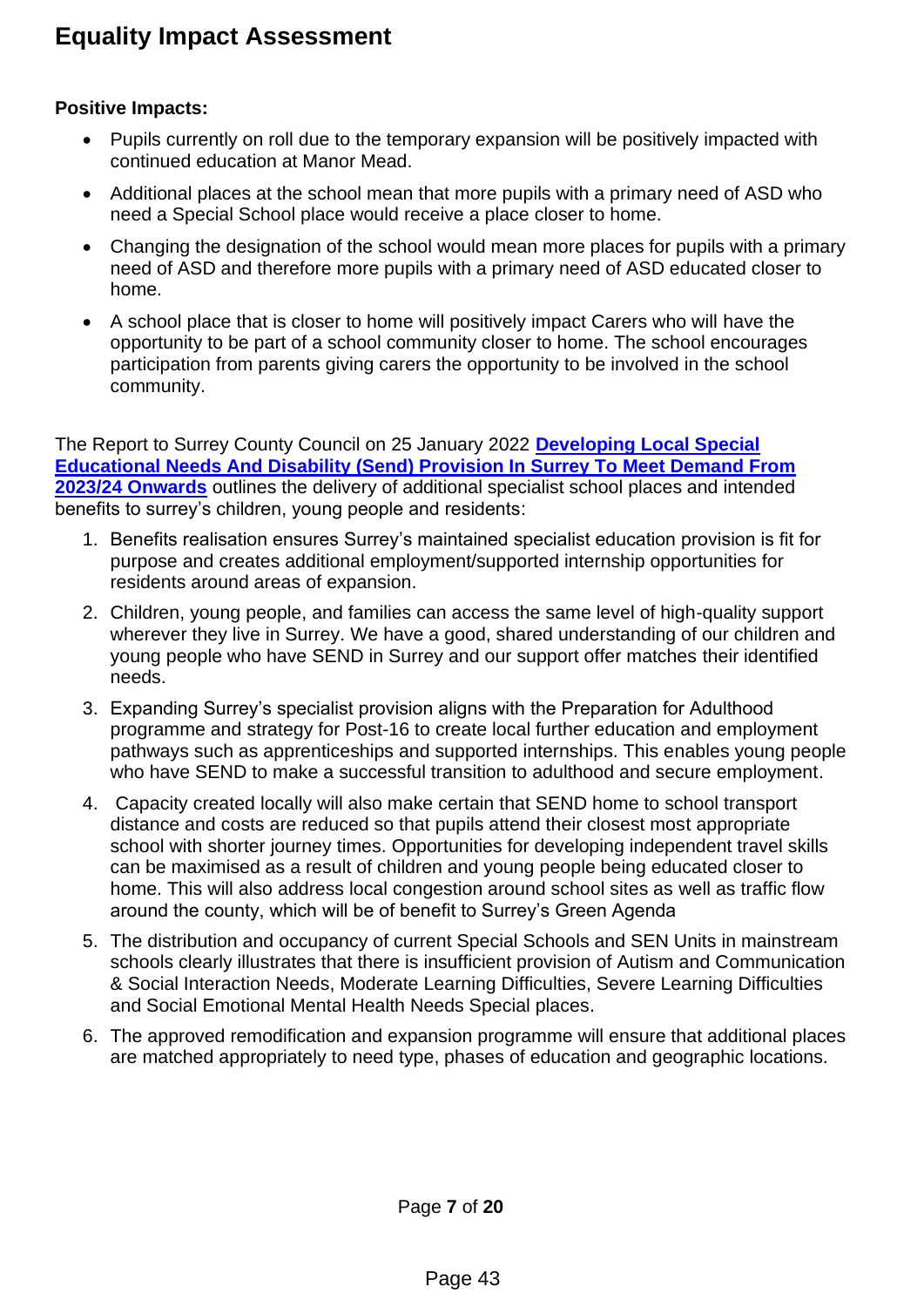# Equality Impact Assessment

**Positive Impacts:**

- Pupils currently on roll due to the temporary expansion will be positively impacted with continued education at Manor Mead.
- Additional places at the school mean that more pupils with a primary need of ASD who need a Special School place would receive a place closer to home.
- Changing the designation of the school would mean more places for pupils with a primary need of ASD and therefore more pupils with a primary need of ASD educated closer to home.
- A school place that is closer to home will positively impact Carers who will have the opportunity to be part of a school community closer to home. The school encourages participation from parents giving carers the opportunity to be involved in the school community.

The Report to Surrey County Council on 25 January 2022 **Developing Local Special Educational Needs And Disability (Send) Provision In Surrey To Meet Demand From 2023/24 Onwards** outlines the delivery of additional specialist school places and intended benefits to surrey's children, young people and residents:

1. Benefits realisation ensures Surrey's maintained specialist education provision is fit for purpose and creates additional employment/supported internship opportunities for residents around areas of expansion.
2. Children, young people, and families can access the same level of high-quality support wherever they live in Surrey. We have a good, shared understanding of our children and young people who have SEND in Surrey and our support offer matches their identified needs.
3. Expanding Surrey's specialist provision aligns with the Preparation for Adulthood programme and strategy for Post-16 to create local further education and employment pathways such as apprenticeships and supported internships. This enables young people who have SEND to make a successful transition to adulthood and secure employment.
4. Capacity created locally will also make certain that SEND home to school transport distance and costs are reduced so that pupils attend their closest most appropriate school with shorter journey times. Opportunities for developing independent travel skills can be maximised as a result of children and young people being educated closer to home. This will also address local congestion around school sites as well as traffic flow around the county, which will be of benefit to Surrey's Green Agenda
5. The distribution and occupancy of current Special Schools and SEN Units in mainstream schools clearly illustrates that there is insufficient provision of Autism and Communication & Social Interaction Needs, Moderate Learning Difficulties, Severe Learning Difficulties and Social Emotional Mental Health Needs Special places.
6. The approved remodification and expansion programme will ensure that additional places are matched appropriately to need type, phases of education and geographic locations.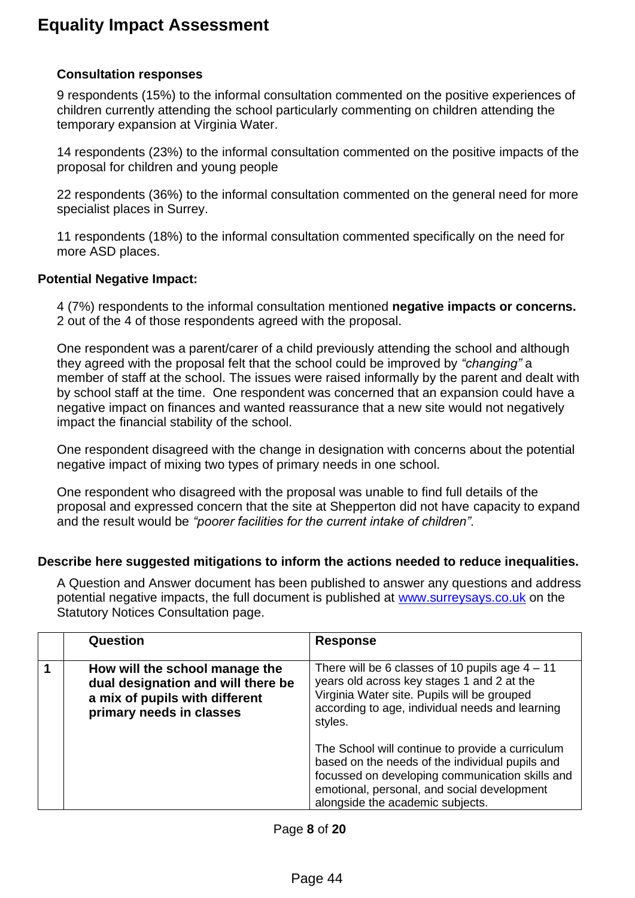# Equality Impact Assessment

**Consultation responses**

9 respondents (15%) to the informal consultation commented on the positive experiences of children currently attending the school particularly commenting on children attending the temporary expansion at Virginia Water.

14 respondents (23%) to the informal consultation commented on the positive impacts of the proposal for children and young people

22 respondents (36%) to the informal consultation commented on the general need for more specialist places in Surrey.

11 respondents (18%) to the informal consultation commented specifically on the need for more ASD places.

**Potential Negative Impact:**

4 (7%) respondents to the informal consultation mentioned **negative impacts or concerns.** 2 out of the 4 of those respondents agreed with the proposal.

One respondent was a parent/carer of a child previously attending the school and although they agreed with the proposal felt that the school could be improved by *"changing"* a member of staff at the school. The issues were raised informally by the parent and dealt with by school staff at the time. One respondent was concerned that an expansion could have a negative impact on finances and wanted reassurance that a new site would not negatively impact the financial stability of the school.

One respondent disagreed with the change in designation with concerns about the potential negative impact of mixing two types of primary needs in one school.

One respondent who disagreed with the proposal was unable to find full details of the proposal and expressed concern that the site at Shepperton did not have capacity to expand and the result would be *"poorer facilities for the current intake of children"*.

**Describe here suggested mitigations to inform the actions needed to reduce inequalities.**

A Question and Answer document has been published to answer any questions and address potential negative impacts, the full document is published at www.surreysays.co.uk on the Statutory Notices Consultation page.

| | Question | Response |
|---|---|---|
| 1 | **How will the school manage the dual designation and will there be a mix of pupils with different primary needs in classes** | There will be 6 classes of 10 pupils age 4 – 11 years old across key stages 1 and 2 at the Virginia Water site. Pupils will be grouped according to age, individual needs and learning styles.<br><br>The School will continue to provide a curriculum based on the needs of the individual pupils and focussed on developing communication skills and emotional, personal, and social development alongside the academic subjects. |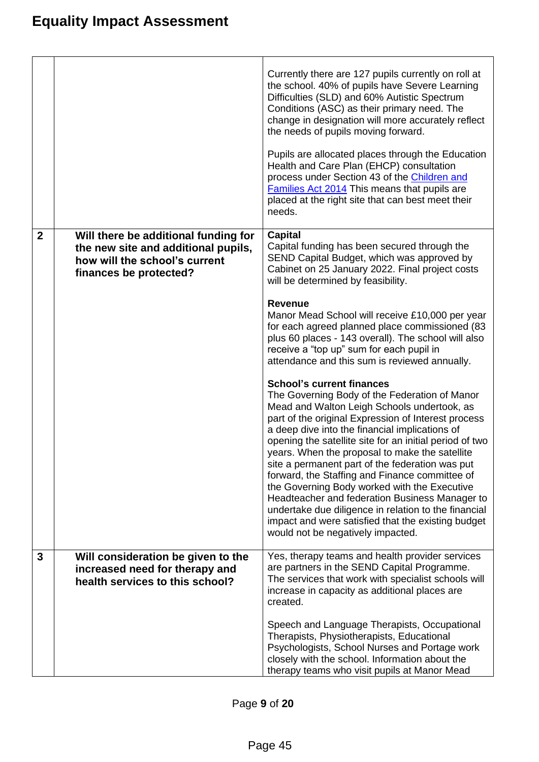# Equality Impact Assessment

| | | |
|---|---|---|
| | | Currently there are 127 pupils currently on roll at the school. 40% of pupils have Severe Learning Difficulties (SLD) and 60% Autistic Spectrum Conditions (ASC) as their primary need. The change in designation will more accurately reflect the needs of pupils moving forward.<br><br>Pupils are allocated places through the Education Health and Care Plan (EHCP) consultation process under Section 43 of the [Children and Families Act 2014]() This means that pupils are placed at the right site that can best meet their needs. |
| **2** | **Will there be additional funding for the new site and additional pupils, how will the school's current finances be protected?** | **Capital**<br>Capital funding has been secured through the SEND Capital Budget, which was approved by Cabinet on 25 January 2022. Final project costs will be determined by feasibility.<br><br>**Revenue**<br>Manor Mead School will receive £10,000 per year for each agreed planned place commissioned (83 plus 60 places - 143 overall). The school will also receive a "top up" sum for each pupil in attendance and this sum is reviewed annually.<br><br>**School's current finances**<br>The Governing Body of the Federation of Manor Mead and Walton Leigh Schools undertook, as part of the original Expression of Interest process a deep dive into the financial implications of opening the satellite site for an initial period of two years. When the proposal to make the satellite site a permanent part of the federation was put forward, the Staffing and Finance committee of the Governing Body worked with the Executive Headteacher and federation Business Manager to undertake due diligence in relation to the financial impact and were satisfied that the existing budget would not be negatively impacted. |
| **3** | **Will consideration be given to the increased need for therapy and health services to this school?** | Yes, therapy teams and health provider services are partners in the SEND Capital Programme. The services that work with specialist schools will increase in capacity as additional places are created.<br><br>Speech and Language Therapists, Occupational Therapists, Physiotherapists, Educational Psychologists, School Nurses and Portage work closely with the school. Information about the therapy teams who visit pupils at Manor Mead |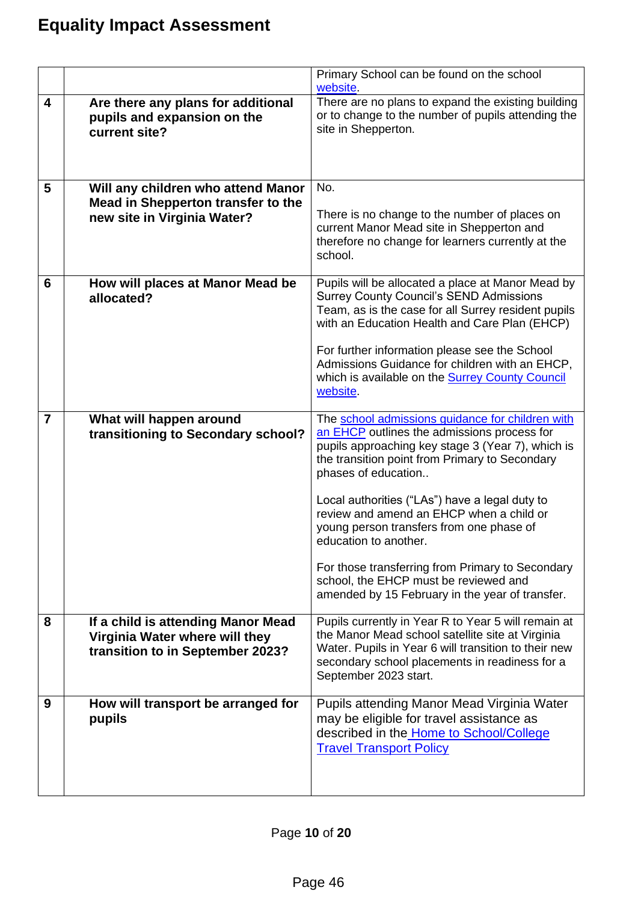# Equality Impact Assessment

| | | |
|---|---|---|
| | | Primary School can be found on the school website. |
| 4 | **Are there any plans for additional pupils and expansion on the current site?** | There are no plans to expand the existing building or to change to the number of pupils attending the site in Shepperton. |
| 5 | **Will any children who attend Manor Mead in Shepperton transfer to the new site in Virginia Water?** | No.<br><br>There is no change to the number of places on current Manor Mead site in Shepperton and therefore no change for learners currently at the school. |
| 6 | **How will places at Manor Mead be allocated?** | Pupils will be allocated a place at Manor Mead by Surrey County Council's SEND Admissions Team, as is the case for all Surrey resident pupils with an Education Health and Care Plan (EHCP)<br><br>For further information please see the School Admissions Guidance for children with an EHCP, which is available on the Surrey County Council website. |
| 7 | **What will happen around transitioning to Secondary school?** | The school admissions guidance for children with an EHCP outlines the admissions process for pupils approaching key stage 3 (Year 7), which is the transition point from Primary to Secondary phases of education..<br><br>Local authorities ("LAs") have a legal duty to review and amend an EHCP when a child or young person transfers from one phase of education to another.<br><br>For those transferring from Primary to Secondary school, the EHCP must be reviewed and amended by 15 February in the year of transfer. |
| 8 | **If a child is attending Manor Mead Virginia Water where will they transition to in September 2023?** | Pupils currently in Year R to Year 5 will remain at the Manor Mead school satellite site at Virginia Water. Pupils in Year 6 will transition to their new secondary school placements in readiness for a September 2023 start. |
| 9 | **How will transport be arranged for pupils** | Pupils attending Manor Mead Virginia Water may be eligible for travel assistance as described in the Home to School/College Travel Transport Policy |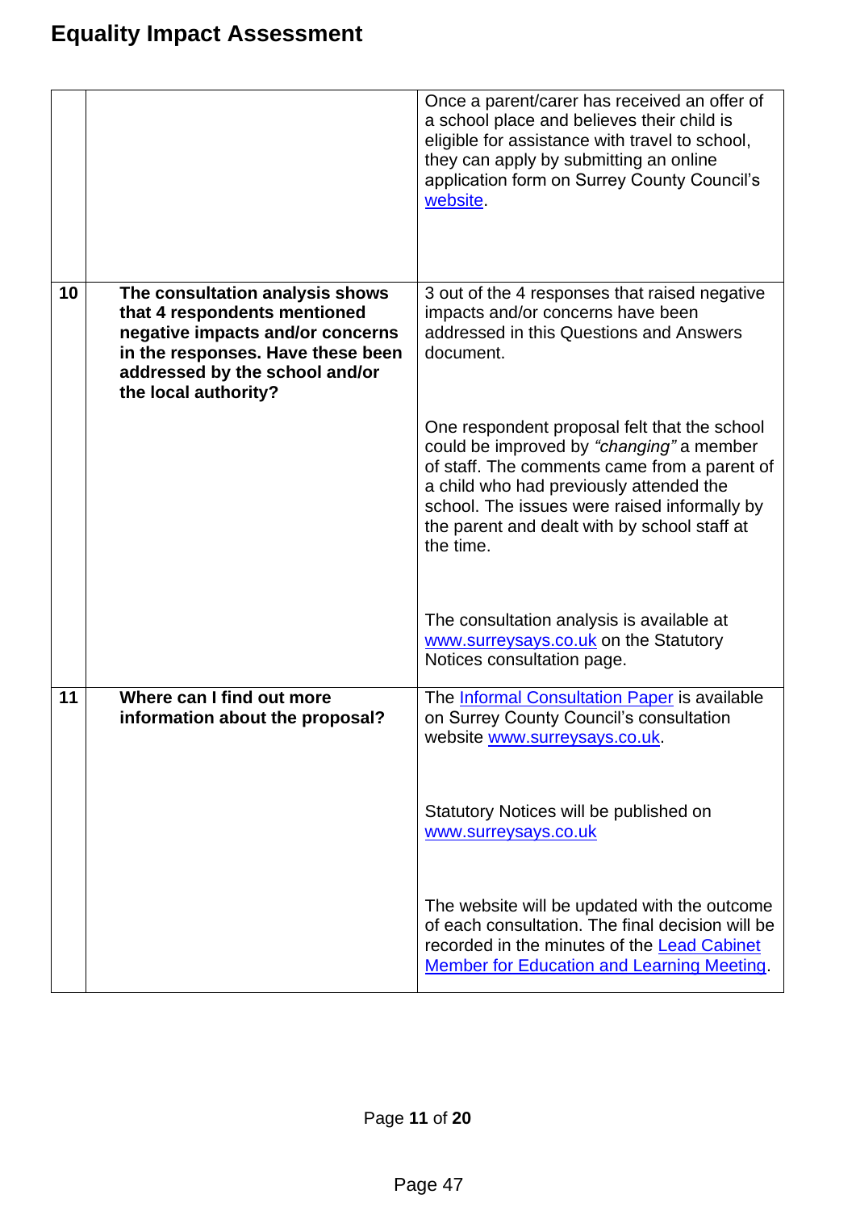# Equality Impact Assessment

| | | |
|---|---|---|
| | | Once a parent/carer has received an offer of a school place and believes their child is eligible for assistance with travel to school, they can apply by submitting an online application form on Surrey County Council's [website](). |
| **10** | **The consultation analysis shows that 4 respondents mentioned negative impacts and/or concerns in the responses. Have these been addressed by the school and/or the local authority?** | 3 out of the 4 responses that raised negative impacts and/or concerns have been addressed in this Questions and Answers document.<br><br>One respondent proposal felt that the school could be improved by *"changing"* a member of staff. The comments came from a parent of a child who had previously attended the school. The issues were raised informally by the parent and dealt with by school staff at the time.<br><br>The consultation analysis is available at [www.surreysays.co.uk]() on the Statutory Notices consultation page. |
| **11** | **Where can I find out more information about the proposal?** | The [Informal Consultation Paper]() is available on Surrey County Council's consultation website [www.surreysays.co.uk]().<br><br>Statutory Notices will be published on [www.surreysays.co.uk]()<br><br>The website will be updated with the outcome of each consultation. The final decision will be recorded in the minutes of the [Lead Cabinet Member for Education and Learning Meeting](). |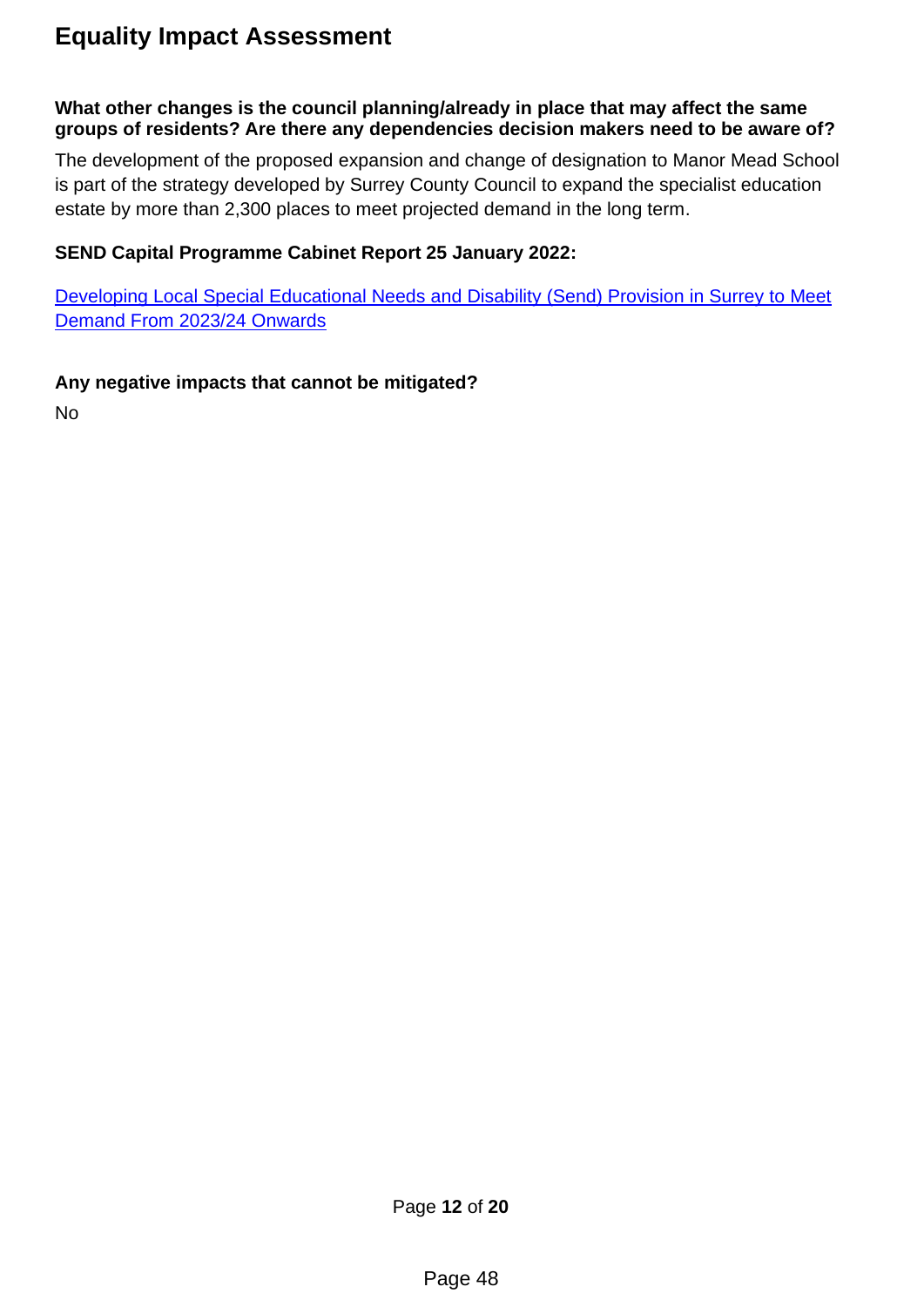# Equality Impact Assessment

**What other changes is the council planning/already in place that may affect the same groups of residents? Are there any dependencies decision makers need to be aware of?**

The development of the proposed expansion and change of designation to Manor Mead School is part of the strategy developed by Surrey County Council to expand the specialist education estate by more than 2,300 places to meet projected demand in the long term.

**SEND Capital Programme Cabinet Report 25 January 2022:**

Developing Local Special Educational Needs and Disability (Send) Provision in Surrey to Meet Demand From 2023/24 Onwards

**Any negative impacts that cannot be mitigated?**

No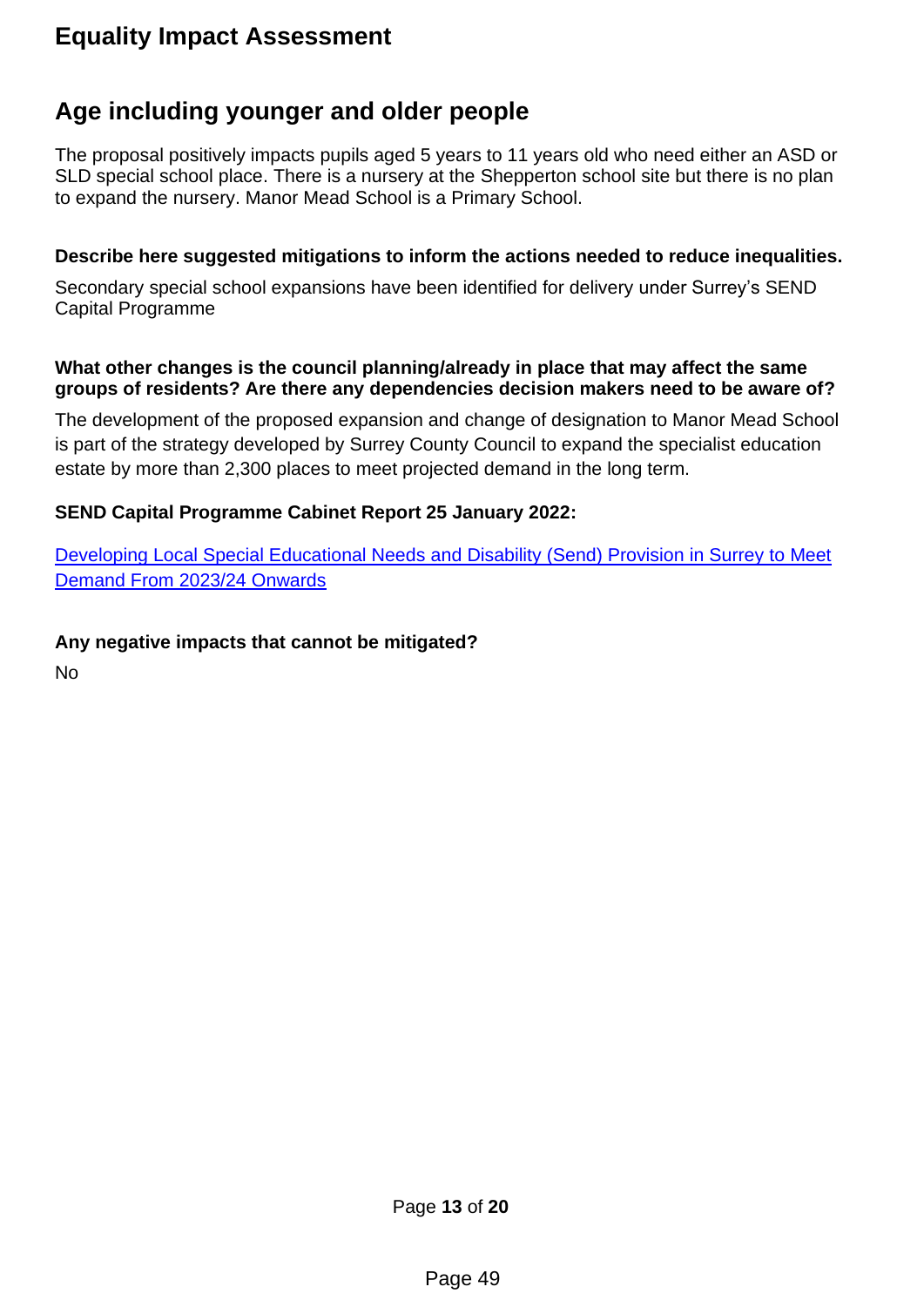# Equality Impact Assessment

## Age including younger and older people

The proposal positively impacts pupils aged 5 years to 11 years old who need either an ASD or SLD special school place. There is a nursery at the Shepperton school site but there is no plan to expand the nursery. Manor Mead School is a Primary School.

**Describe here suggested mitigations to inform the actions needed to reduce inequalities.**

Secondary special school expansions have been identified for delivery under Surrey's SEND Capital Programme

**What other changes is the council planning/already in place that may affect the same groups of residents? Are there any dependencies decision makers need to be aware of?**

The development of the proposed expansion and change of designation to Manor Mead School is part of the strategy developed by Surrey County Council to expand the specialist education estate by more than 2,300 places to meet projected demand in the long term.

**SEND Capital Programme Cabinet Report 25 January 2022:**

Developing Local Special Educational Needs and Disability (Send) Provision in Surrey to Meet Demand From 2023/24 Onwards

**Any negative impacts that cannot be mitigated?**

No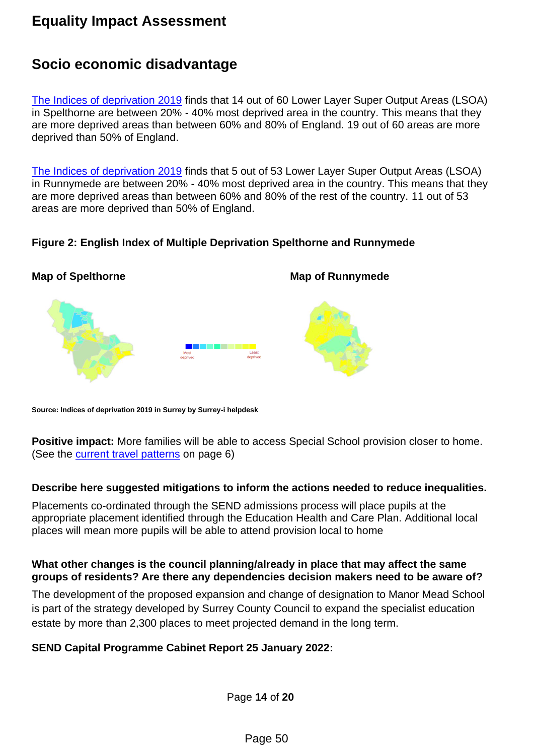# Equality Impact Assessment

## Socio economic disadvantage

The Indices of deprivation 2019 finds that 14 out of 60 Lower Layer Super Output Areas (LSOA) in Spelthorne are between 20% - 40% most deprived area in the country. This means that they are more deprived areas than between 60% and 80% of England. 19 out of 60 areas are more deprived than 50% of England.

The Indices of deprivation 2019 finds that 5 out of 53 Lower Layer Super Output Areas (LSOA) in Runnymede are between 20% - 40% most deprived area in the country. This means that they are more deprived areas than between 60% and 80% of the rest of the country. 11 out of 53 areas are more deprived than 50% of England.

**Figure 2: English Index of Multiple Deprivation Spelthorne and Runnymede**

**Map of Spelthorne** **Map of Runnymede**

Most deprived Least deprived

**Source: Indices of deprivation 2019 in Surrey by Surrey-i helpdesk**

**Positive impact:** More families will be able to access Special School provision closer to home. (See the current travel patterns on page 6)

**Describe here suggested mitigations to inform the actions needed to reduce inequalities.**

Placements co-ordinated through the SEND admissions process will place pupils at the appropriate placement identified through the Education Health and Care Plan. Additional local places will mean more pupils will be able to attend provision local to home

**What other changes is the council planning/already in place that may affect the same groups of residents? Are there any dependencies decision makers need to be aware of?**

The development of the proposed expansion and change of designation to Manor Mead School is part of the strategy developed by Surrey County Council to expand the specialist education estate by more than 2,300 places to meet projected demand in the long term.

**SEND Capital Programme Cabinet Report 25 January 2022:**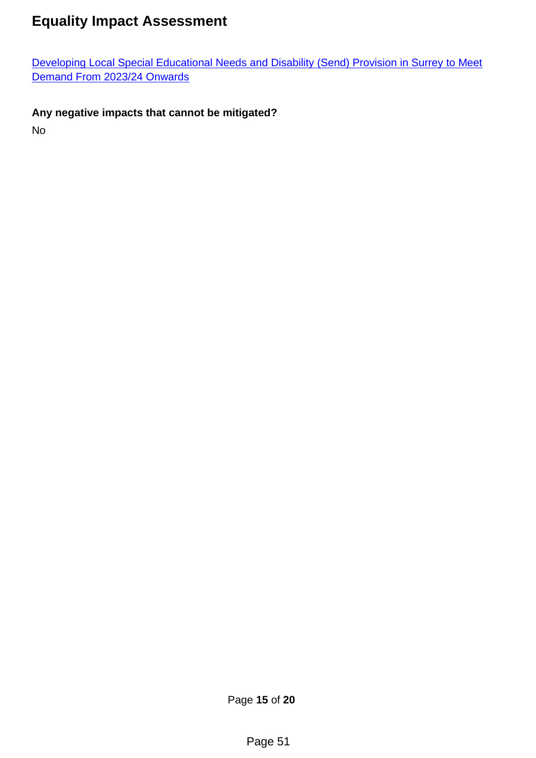# Equality Impact Assessment

[Developing Local Special Educational Needs and Disability (Send) Provision in Surrey to Meet Demand From 2023/24 Onwards]

**Any negative impacts that cannot be mitigated?**

No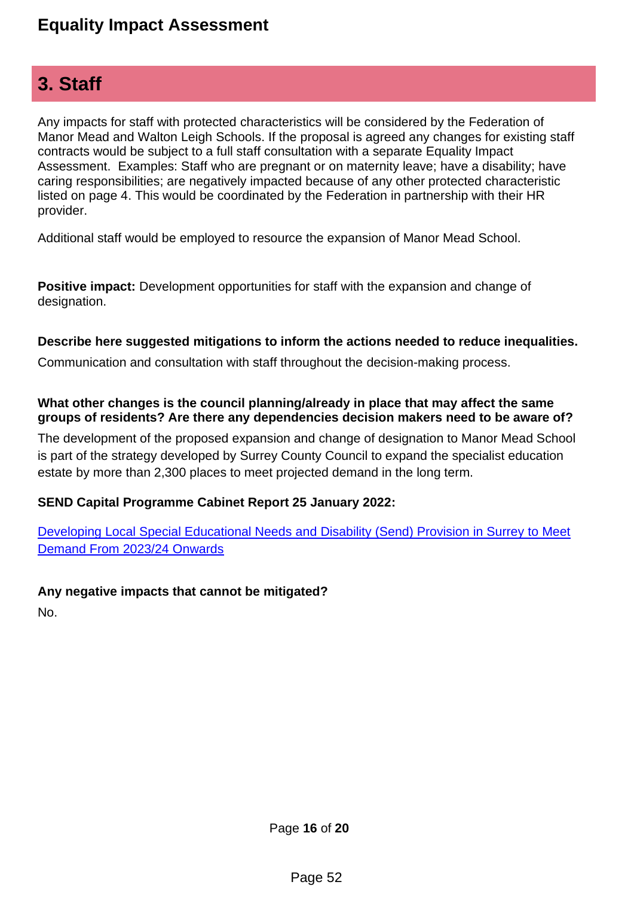## 3. Staff

Any impacts for staff with protected characteristics will be considered by the Federation of Manor Mead and Walton Leigh Schools. If the proposal is agreed any changes for existing staff contracts would be subject to a full staff consultation with a separate Equality Impact Assessment. Examples: Staff who are pregnant or on maternity leave; have a disability; have caring responsibilities; are negatively impacted because of any other protected characteristic listed on page 4. This would be coordinated by the Federation in partnership with their HR provider.

Additional staff would be employed to resource the expansion of Manor Mead School.

**Positive impact:** Development opportunities for staff with the expansion and change of designation.

**Describe here suggested mitigations to inform the actions needed to reduce inequalities.**

Communication and consultation with staff throughout the decision-making process.

**What other changes is the council planning/already in place that may affect the same groups of residents? Are there any dependencies decision makers need to be aware of?**

The development of the proposed expansion and change of designation to Manor Mead School is part of the strategy developed by Surrey County Council to expand the specialist education estate by more than 2,300 places to meet projected demand in the long term.

**SEND Capital Programme Cabinet Report 25 January 2022:**

Developing Local Special Educational Needs and Disability (Send) Provision in Surrey to Meet Demand From 2023/24 Onwards

**Any negative impacts that cannot be mitigated?**

No.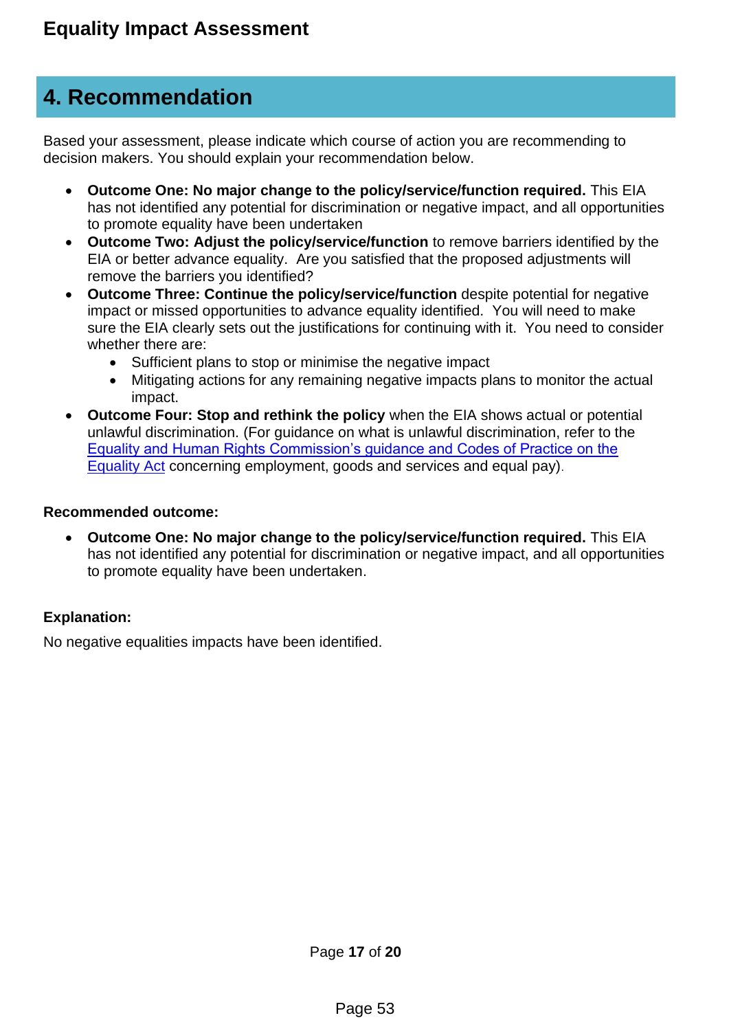# Equality Impact Assessment

## 4. Recommendation

Based your assessment, please indicate which course of action you are recommending to decision makers. You should explain your recommendation below.

- **Outcome One: No major change to the policy/service/function required.** This EIA has not identified any potential for discrimination or negative impact, and all opportunities to promote equality have been undertaken
- **Outcome Two: Adjust the policy/service/function** to remove barriers identified by the EIA or better advance equality. Are you satisfied that the proposed adjustments will remove the barriers you identified?
- **Outcome Three: Continue the policy/service/function** despite potential for negative impact or missed opportunities to advance equality identified. You will need to make sure the EIA clearly sets out the justifications for continuing with it. You need to consider whether there are:
  - Sufficient plans to stop or minimise the negative impact
  - Mitigating actions for any remaining negative impacts plans to monitor the actual impact.
- **Outcome Four: Stop and rethink the policy** when the EIA shows actual or potential unlawful discrimination. (For guidance on what is unlawful discrimination, refer to the Equality and Human Rights Commission's guidance and Codes of Practice on the Equality Act concerning employment, goods and services and equal pay).

**Recommended outcome:**

- **Outcome One: No major change to the policy/service/function required.** This EIA has not identified any potential for discrimination or negative impact, and all opportunities to promote equality have been undertaken.

**Explanation:**

No negative equalities impacts have been identified.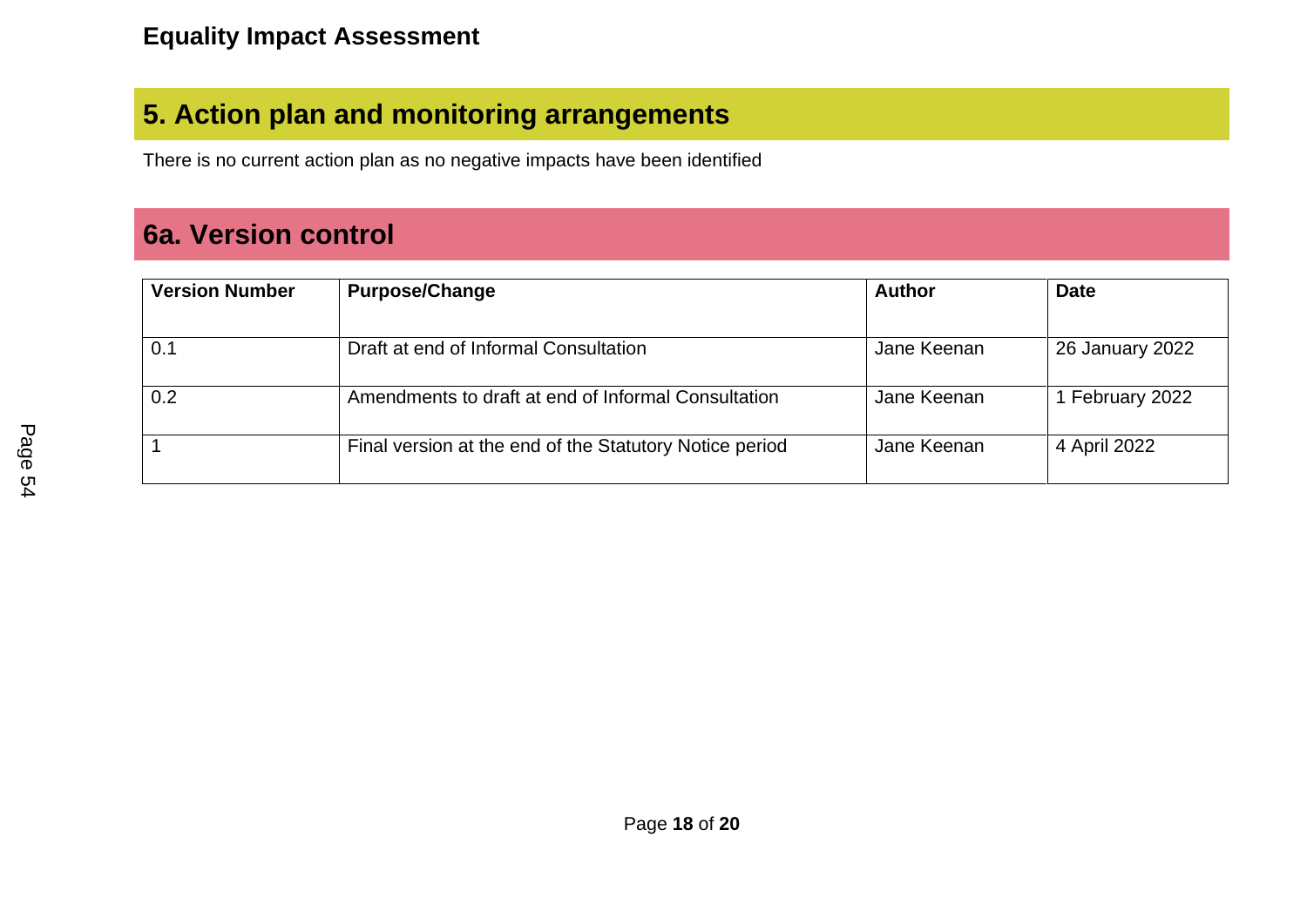## 5. Action plan and monitoring arrangements

There is no current action plan as no negative impacts have been identified

## 6a. Version control

| **Version Number** | **Purpose/Change** | **Author** | **Date** |
|---|---|---|---|
| 0.1 | Draft at end of Informal Consultation | Jane Keenan | 26 January 2022 |
| 0.2 | Amendments to draft at end of Informal Consultation | Jane Keenan | 1 February 2022 |
| 1 | Final version at the end of the Statutory Notice period | Jane Keenan | 4 April 2022 |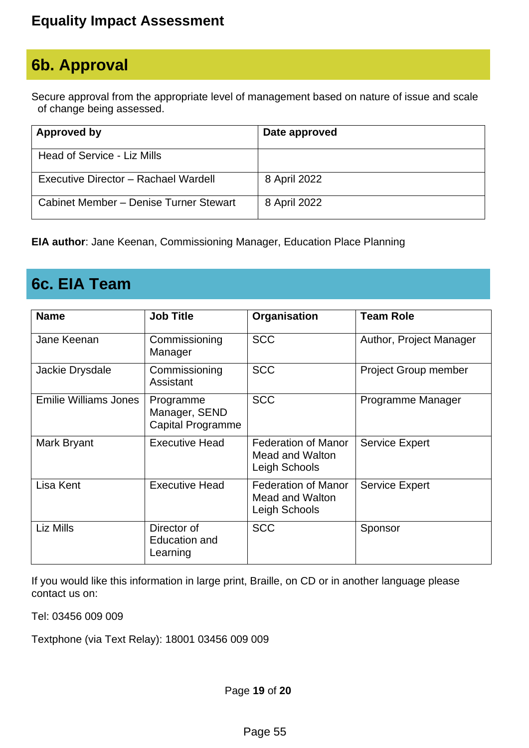## 6b. Approval

Secure approval from the appropriate level of management based on nature of issue and scale of change being assessed.

| Approved by | Date approved |
|---|---|
| Head of Service - Liz Mills | |
| Executive Director – Rachael Wardell | 8 April 2022 |
| Cabinet Member – Denise Turner Stewart | 8 April 2022 |

**EIA author**: Jane Keenan, Commissioning Manager, Education Place Planning

## 6c. EIA Team

| Name | Job Title | Organisation | Team Role |
|---|---|---|---|
| Jane Keenan | Commissioning Manager | SCC | Author, Project Manager |
| Jackie Drysdale | Commissioning Assistant | SCC | Project Group member |
| Emilie Williams Jones | Programme Manager, SEND Capital Programme | SCC | Programme Manager |
| Mark Bryant | Executive Head | Federation of Manor Mead and Walton Leigh Schools | Service Expert |
| Lisa Kent | Executive Head | Federation of Manor Mead and Walton Leigh Schools | Service Expert |
| Liz Mills | Director of Education and Learning | SCC | Sponsor |

If you would like this information in large print, Braille, on CD or in another language please contact us on:

Tel: 03456 009 009

Textphone (via Text Relay): 18001 03456 009 009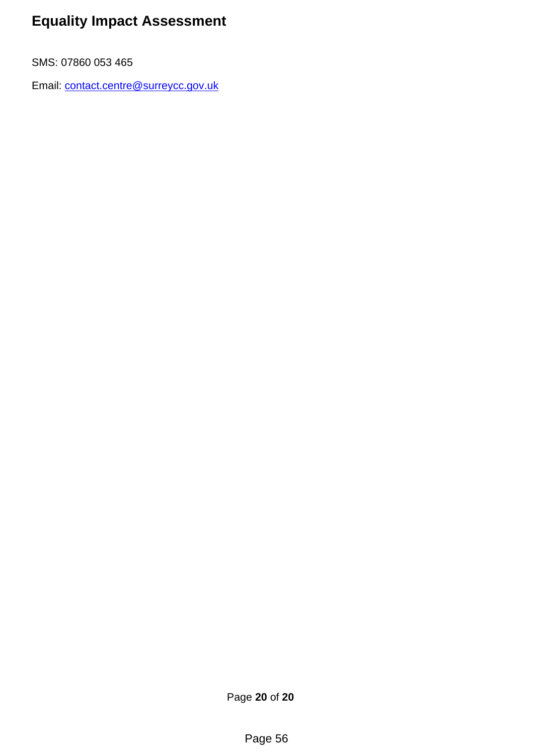SMS: 07860 053 465

Email: contact.centre@surreycc.gov.uk